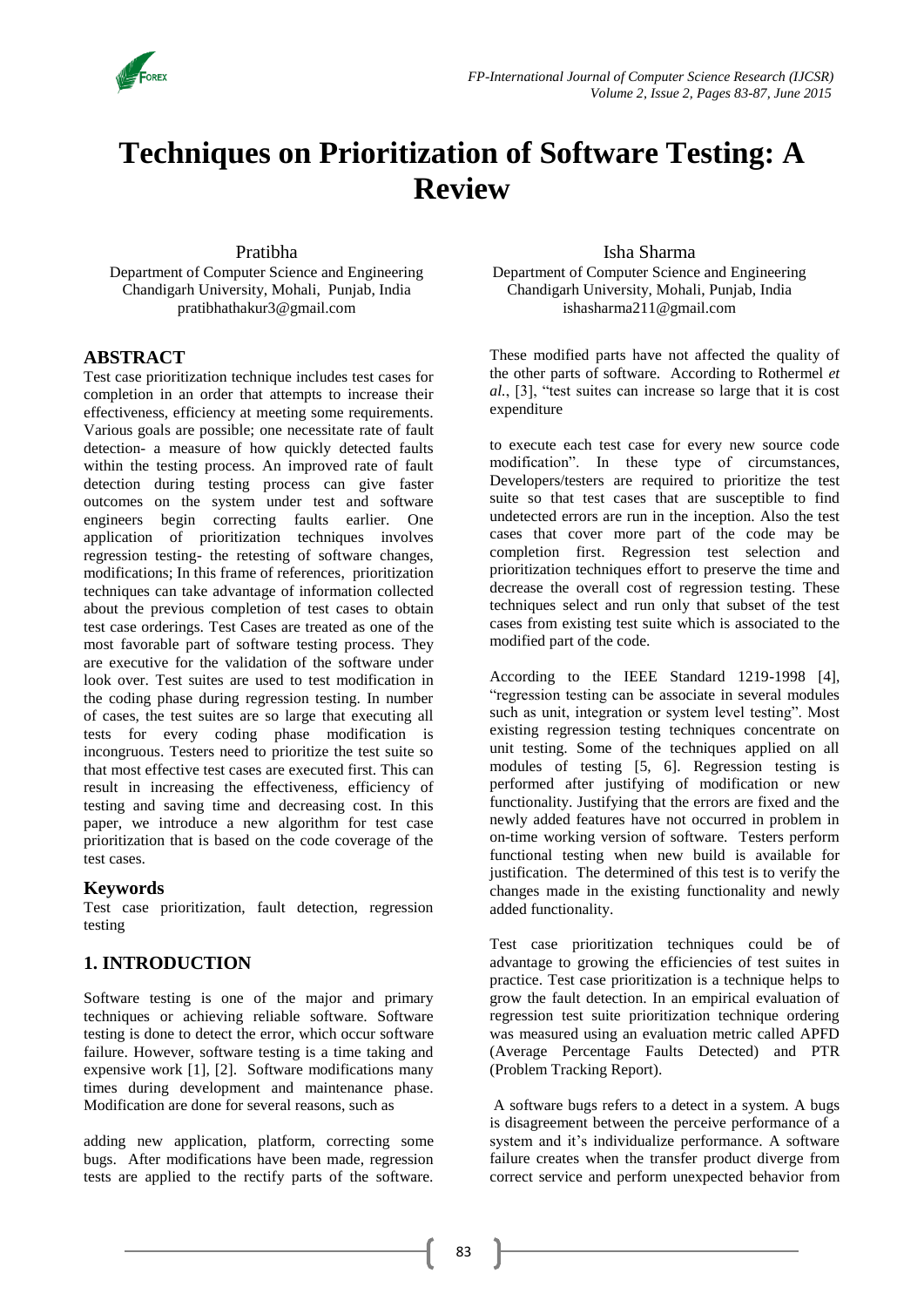# Techniques on Prioritization of Software Testing: A Review

Pratibha
Department of Computer Science and Engineering
Chandigarh University, Mohali, Punjab, India
pratibhathakur3@gmail.com

Isha Sharma
Department of Computer Science and Engineering
Chandigarh University, Mohali, Punjab, India
ishasharma211@gmail.com

## ABSTRACT

Test case prioritization technique includes test cases for completion in an order that attempts to increase their effectiveness, efficiency at meeting some requirements. Various goals are possible; one necessitate rate of fault detection- a measure of how quickly detected faults within the testing process. An improved rate of fault detection during testing process can give faster outcomes on the system under test and software engineers begin correcting faults earlier. One application of prioritization techniques involves regression testing- the retesting of software changes, modifications; In this frame of references, prioritization techniques can take advantage of information collected about the previous completion of test cases to obtain test case orderings. Test Cases are treated as one of the most favorable part of software testing process. They are executive for the validation of the software under look over. Test suites are used to test modification in the coding phase during regression testing. In number of cases, the test suites are so large that executing all tests for every coding phase modification is incongruous. Testers need to prioritize the test suite so that most effective test cases are executed first. This can result in increasing the effectiveness, efficiency of testing and saving time and decreasing cost. In this paper, we introduce a new algorithm for test case prioritization that is based on the code coverage of the test cases.

## Keywords

Test case prioritization, fault detection, regression testing

## 1. INTRODUCTION

Software testing is one of the major and primary techniques or achieving reliable software. Software testing is done to detect the error, which occur software failure. However, software testing is a time taking and expensive work [1], [2]. Software modifications many times during development and maintenance phase. Modification are done for several reasons, such as adding new application, platform, correcting some bugs. After modifications have been made, regression tests are applied to the rectify parts of the software. These modified parts have not affected the quality of the other parts of software. According to Rothermel *et al.*, [3], "test suites can increase so large that it is cost expenditure to execute each test case for every new source code modification". In these type of circumstances, Developers/testers are required to prioritize the test suite so that test cases that are susceptible to find undetected errors are run in the inception. Also the test cases that cover more part of the code may be completion first. Regression test selection and prioritization techniques effort to preserve the time and decrease the overall cost of regression testing. These techniques select and run only that subset of the test cases from existing test suite which is associated to the modified part of the code.

According to the IEEE Standard 1219-1998 [4], "regression testing can be associate in several modules such as unit, integration or system level testing". Most existing regression testing techniques concentrate on unit testing. Some of the techniques applied on all modules of testing [5, 6]. Regression testing is performed after justifying of modification or new functionality. Justifying that the errors are fixed and the newly added features have not occurred in problem in on-time working version of software. Testers perform functional testing when new build is available for justification. The determined of this test is to verify the changes made in the existing functionality and newly added functionality.

Test case prioritization techniques could be of advantage to growing the efficiencies of test suites in practice. Test case prioritization is a technique helps to grow the fault detection. In an empirical evaluation of regression test suite prioritization technique ordering was measured using an evaluation metric called APFD (Average Percentage Faults Detected) and PTR (Problem Tracking Report).

A software bugs refers to a detect in a system. A bugs is disagreement between the perceive performance of a system and it's individualize performance. A software failure creates when the transfer product diverge from correct service and perform unexpected behavior from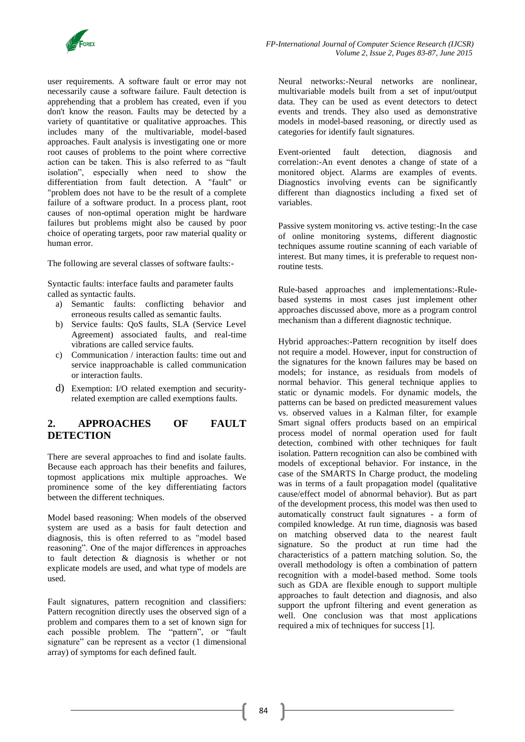user requirements. A software fault or error may not necessarily cause a software failure. Fault detection is apprehending that a problem has created, even if you don't know the reason. Faults may be detected by a variety of quantitative or qualitative approaches. This includes many of the multivariable, model-based approaches. Fault analysis is investigating one or more root causes of problems to the point where corrective action can be taken. This is also referred to as "fault isolation", especially when need to show the differentiation from fault detection. A "fault" or "problem does not have to be the result of a complete failure of a software product. In a process plant, root causes of non-optimal operation might be hardware failures but problems might also be caused by poor choice of operating targets, poor raw material quality or human error.

The following are several classes of software faults:-

Syntactic faults: interface faults and parameter faults called as syntactic faults.

a) Semantic faults: conflicting behavior and erroneous results called as semantic faults.
b) Service faults: QoS faults, SLA (Service Level Agreement) associated faults, and real-time vibrations are called service faults.
c) Communication / interaction faults: time out and service inapproachable is called communication or interaction faults.
d) Exemption: I/O related exemption and security-related exemption are called exemptions faults.

## 2. APPROACHES OF FAULT DETECTION

There are several approaches to find and isolate faults. Because each approach has their benefits and failures, topmost applications mix multiple approaches. We prominence some of the key differentiating factors between the different techniques.

Model based reasoning: When models of the observed system are used as a basis for fault detection and diagnosis, this is often referred to as "model based reasoning". One of the major differences in approaches to fault detection & diagnosis is whether or not explicate models are used, and what type of models are used.

Fault signatures, pattern recognition and classifiers: Pattern recognition directly uses the observed sign of a problem and compares them to a set of known sign for each possible problem. The "pattern", or "fault signature" can be represent as a vector (1 dimensional array) of symptoms for each defined fault.

Neural networks:-Neural networks are nonlinear, multivariable models built from a set of input/output data. They can be used as event detectors to detect events and trends. They also used as demonstrative models in model-based reasoning, or directly used as categories for identify fault signatures.

Event-oriented fault detection, diagnosis and correlation:-An event denotes a change of state of a monitored object. Alarms are examples of events. Diagnostics involving events can be significantly different than diagnostics including a fixed set of variables.

Passive system monitoring vs. active testing:-In the case of online monitoring systems, different diagnostic techniques assume routine scanning of each variable of interest. But many times, it is preferable to request non-routine tests.

Rule-based approaches and implementations:-Rule-based systems in most cases just implement other approaches discussed above, more as a program control mechanism than a different diagnostic technique.

Hybrid approaches:-Pattern recognition by itself does not require a model. However, input for construction of the signatures for the known failures may be based on models; for instance, as residuals from models of normal behavior. This general technique applies to static or dynamic models. For dynamic models, the patterns can be based on predicted measurement values vs. observed values in a Kalman filter, for example Smart signal offers products based on an empirical process model of normal operation used for fault detection, combined with other techniques for fault isolation. Pattern recognition can also be combined with models of exceptional behavior. For instance, in the case of the SMARTS In Charge product, the modeling was in terms of a fault propagation model (qualitative cause/effect model of abnormal behavior). But as part of the development process, this model was then used to automatically construct fault signatures - a form of compiled knowledge. At run time, diagnosis was based on matching observed data to the nearest fault signature. So the product at run time had the characteristics of a pattern matching solution. So, the overall methodology is often a combination of pattern recognition with a model-based method. Some tools such as GDA are flexible enough to support multiple approaches to fault detection and diagnosis, and also support the upfront filtering and event generation as well. One conclusion was that most applications required a mix of techniques for success [1].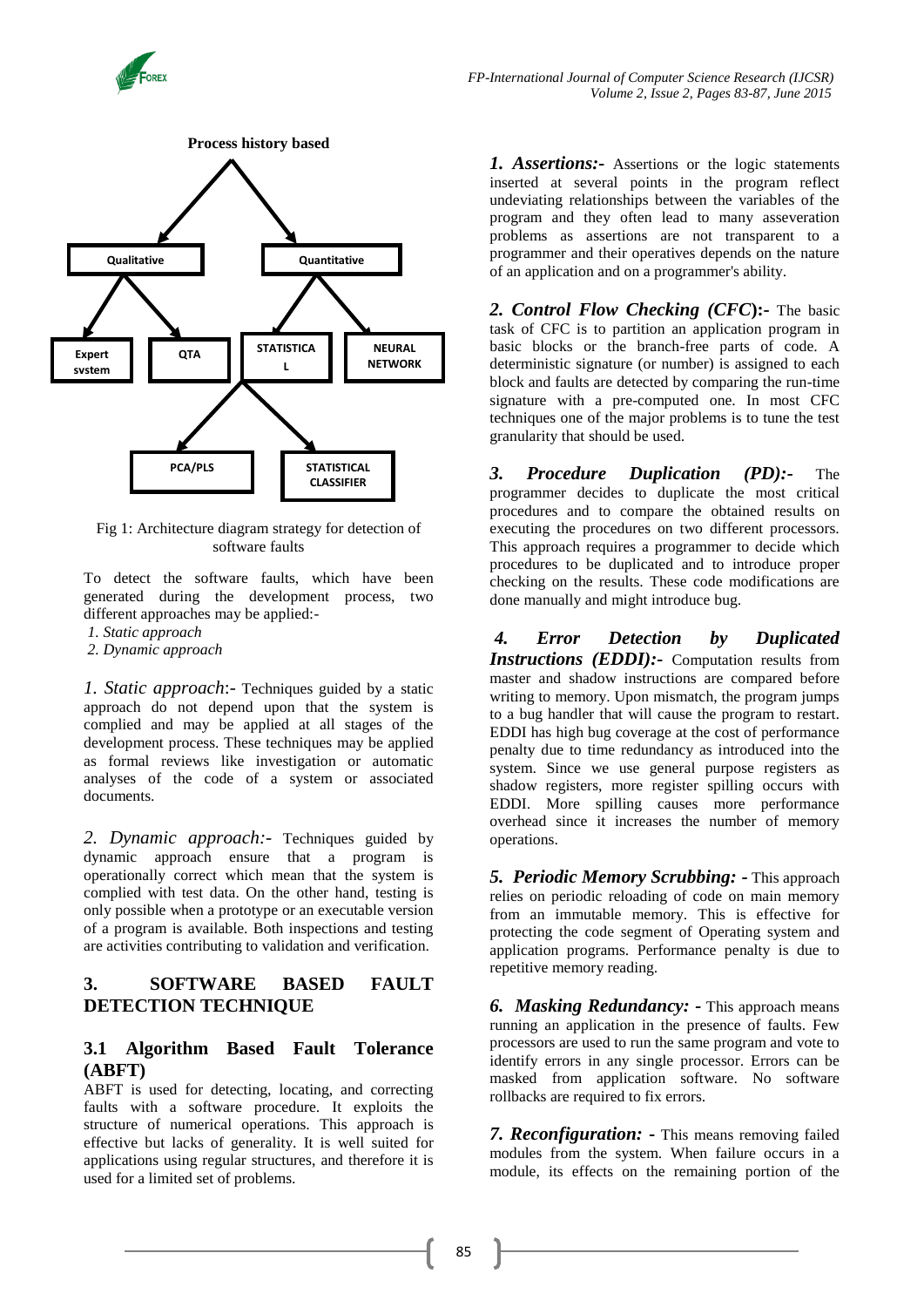**Process history based**

- Qualitative
  - Expert system
  - QTA
- Quantitative
  - STATISTICAL
    - PCA/PLS
    - STATISTICAL CLASSIFIER
  - NEURAL NETWORK

Fig 1: Architecture diagram strategy for detection of software faults

To detect the software faults, which have been generated during the development process, two different approaches may be applied:-

1. *Static approach*
2. *Dynamic approach*

*1. Static approach*:- Techniques guided by a static approach do not depend upon that the system is complied and may be applied at all stages of the development process. These techniques may be applied as formal reviews like investigation or automatic analyses of the code of a system or associated documents.

*2. Dynamic approach:-* Techniques guided by dynamic approach ensure that a program is operationally correct which mean that the system is complied with test data. On the other hand, testing is only possible when a prototype or an executable version of a program is available. Both inspections and testing are activities contributing to validation and verification.

## 3. SOFTWARE BASED FAULT DETECTION TECHNIQUE

### 3.1 Algorithm Based Fault Tolerance (ABFT)

ABFT is used for detecting, locating, and correcting faults with a software procedure. It exploits the structure of numerical operations. This approach is effective but lacks of generality. It is well suited for applications using regular structures, and therefore it is used for a limited set of problems.

***1. Assertions:-*** Assertions or the logic statements inserted at several points in the program reflect undeviating relationships between the variables of the program and they often lead to many asseveration problems as assertions are not transparent to a programmer and their operatives depends on the nature of an application and on a programmer's ability.

***2. Control Flow Checking (CFC):-*** The basic task of CFC is to partition an application program in basic blocks or the branch-free parts of code. A deterministic signature (or number) is assigned to each block and faults are detected by comparing the run-time signature with a pre-computed one. In most CFC techniques one of the major problems is to tune the test granularity that should be used.

***3. Procedure Duplication (PD):-*** The programmer decides to duplicate the most critical procedures and to compare the obtained results on executing the procedures on two different processors. This approach requires a programmer to decide which procedures to be duplicated and to introduce proper checking on the results. These code modifications are done manually and might introduce bug.

***4. Error Detection by Duplicated Instructions (EDDI):-*** Computation results from master and shadow instructions are compared before writing to memory. Upon mismatch, the program jumps to a bug handler that will cause the program to restart. EDDI has high bug coverage at the cost of performance penalty due to time redundancy as introduced into the system. Since we use general purpose registers as shadow registers, more register spilling occurs with EDDI. More spilling causes more performance overhead since it increases the number of memory operations.

***5. Periodic Memory Scrubbing: -*** This approach relies on periodic reloading of code on main memory from an immutable memory. This is effective for protecting the code segment of Operating system and application programs. Performance penalty is due to repetitive memory reading.

***6. Masking Redundancy: -*** This approach means running an application in the presence of faults. Few processors are used to run the same program and vote to identify errors in any single processor. Errors can be masked from application software. No software rollbacks are required to fix errors.

***7. Reconfiguration: -*** This means removing failed modules from the system. When failure occurs in a module, its effects on the remaining portion of the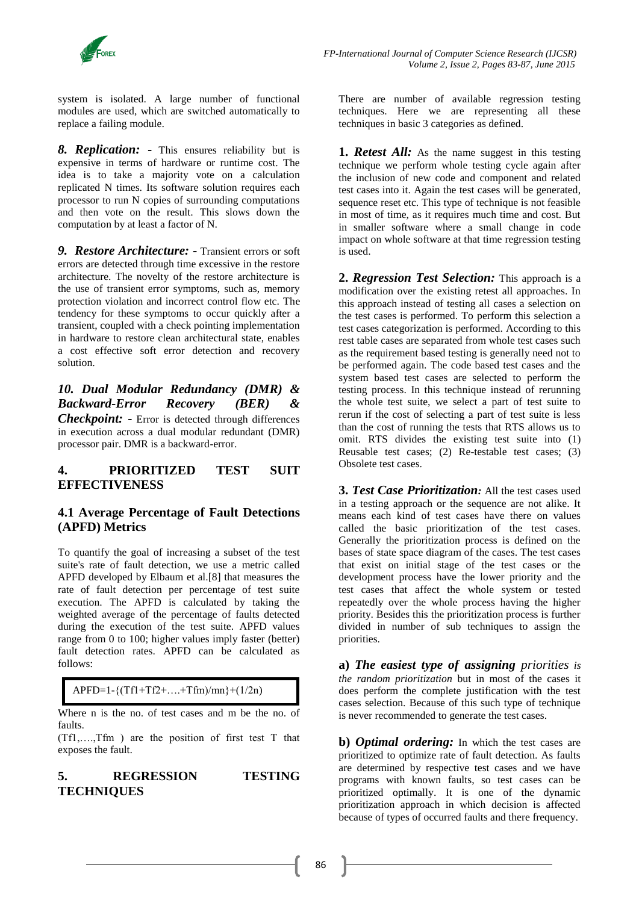system is isolated. A large number of functional modules are used, which are switched automatically to replace a failing module.

***8. Replication: -*** This ensures reliability but is expensive in terms of hardware or runtime cost. The idea is to take a majority vote on a calculation replicated N times. Its software solution requires each processor to run N copies of surrounding computations and then vote on the result. This slows down the computation by at least a factor of N.

***9. Restore Architecture: -*** Transient errors or soft errors are detected through time excessive in the restore architecture. The novelty of the restore architecture is the use of transient error symptoms, such as, memory protection violation and incorrect control flow etc. The tendency for these symptoms to occur quickly after a transient, coupled with a check pointing implementation in hardware to restore clean architectural state, enables a cost effective soft error detection and recovery solution.

***10. Dual Modular Redundancy (DMR) & Backward-Error Recovery (BER) & Checkpoint: -*** Error is detected through differences in execution across a dual modular redundant (DMR) processor pair. DMR is a backward-error.

## 4. PRIORITIZED TEST SUIT EFFECTIVENESS

### 4.1 Average Percentage of Fault Detections (APFD) Metrics

To quantify the goal of increasing a subset of the test suite's rate of fault detection, we use a metric called APFD developed by Elbaum et al.[8] that measures the rate of fault detection per percentage of test suite execution. The APFD is calculated by taking the weighted average of the percentage of faults detected during the execution of the test suite. APFD values range from 0 to 100; higher values imply faster (better) fault detection rates. APFD can be calculated as follows:

$$APFD=1-\{(Tf1+Tf2+\ldots.+Tfm)/mn\}+(1/2n)$$

Where n is the no. of test cases and m be the no. of faults.

(Tf1,….,Tfm ) are the position of first test T that exposes the fault.

## 5. REGRESSION TESTING TECHNIQUES

There are number of available regression testing techniques. Here we are representing all these techniques in basic 3 categories as defined.

**1. *Retest All:*** As the name suggest in this testing technique we perform whole testing cycle again after the inclusion of new code and component and related test cases into it. Again the test cases will be generated, sequence reset etc. This type of technique is not feasible in most of time, as it requires much time and cost. But in smaller software where a small change in code impact on whole software at that time regression testing is used.

**2. *Regression Test Selection:*** This approach is a modification over the existing retest all approaches. In this approach instead of testing all cases a selection on the test cases is performed. To perform this selection a test cases categorization is performed. According to this rest table cases are separated from whole test cases such as the requirement based testing is generally need not to be performed again. The code based test cases and the system based test cases are selected to perform the testing process. In this technique instead of rerunning the whole test suite, we select a part of test suite to rerun if the cost of selecting a part of test suite is less than the cost of running the tests that RTS allows us to omit. RTS divides the existing test suite into (1) Reusable test cases; (2) Re-testable test cases; (3) Obsolete test cases.

**3. *Test Case Prioritization:*** All the test cases used in a testing approach or the sequence are not alike. It means each kind of test cases have there on values called the basic prioritization of the test cases. Generally the prioritization process is defined on the bases of state space diagram of the cases. The test cases that exist on initial stage of the test cases or the development process have the lower priority and the test cases that affect the whole system or tested repeatedly over the whole process having the higher priority. Besides this the prioritization process is further divided in number of sub techniques to assign the priorities.

**a) *The easiest type of assigning*** *priorities is the random prioritization* but in most of the cases it does perform the complete justification with the test cases selection. Because of this such type of technique is never recommended to generate the test cases.

**b) *Optimal ordering:*** In which the test cases are prioritized to optimize rate of fault detection. As faults are determined by respective test cases and we have programs with known faults, so test cases can be prioritized optimally. It is one of the dynamic prioritization approach in which decision is affected because of types of occurred faults and there frequency.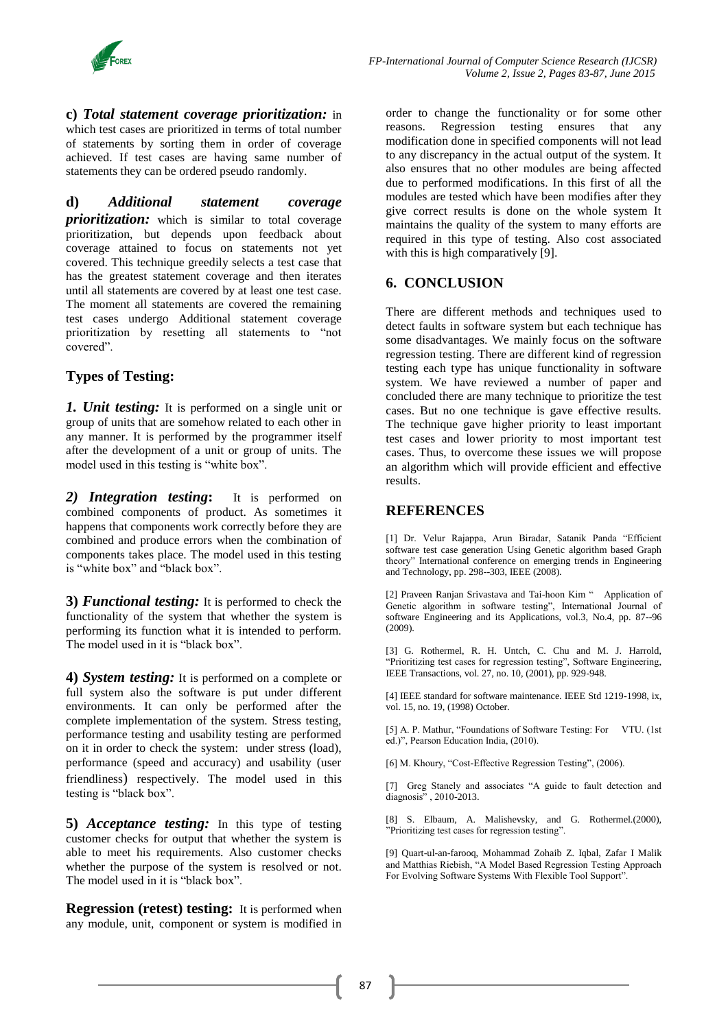**c)** ***Total statement coverage prioritization:*** in which test cases are prioritized in terms of total number of statements by sorting them in order of coverage achieved. If test cases are having same number of statements they can be ordered pseudo randomly.

**d)** ***Additional statement coverage prioritization:*** which is similar to total coverage prioritization, but depends upon feedback about coverage attained to focus on statements not yet covered. This technique greedily selects a test case that has the greatest statement coverage and then iterates until all statements are covered by at least one test case. The moment all statements are covered the remaining test cases undergo Additional statement coverage prioritization by resetting all statements to "not covered".

## Types of Testing:

***1. Unit testing:*** It is performed on a single unit or group of units that are somehow related to each other in any manner. It is performed by the programmer itself after the development of a unit or group of units. The model used in this testing is "white box".

***2) Integration testing*:** It is performed on combined components of product. As sometimes it happens that components work correctly before they are combined and produce errors when the combination of components takes place. The model used in this testing is "white box" and "black box".

**3)** ***Functional testing:*** It is performed to check the functionality of the system that whether the system is performing its function what it is intended to perform. The model used in it is "black box".

**4)** ***System testing:*** It is performed on a complete or full system also the software is put under different environments. It can only be performed after the complete implementation of the system. Stress testing, performance testing and usability testing are performed on it in order to check the system: under stress (load), performance (speed and accuracy) and usability (user friendliness) respectively. The model used in this testing is "black box".

**5)** ***Acceptance testing:*** In this type of testing customer checks for output that whether the system is able to meet his requirements. Also customer checks whether the purpose of the system is resolved or not. The model used in it is "black box".

**Regression (retest) testing:** It is performed when any module, unit, component or system is modified in order to change the functionality or for some other reasons. Regression testing ensures that any modification done in specified components will not lead to any discrepancy in the actual output of the system. It also ensures that no other modules are being affected due to performed modifications. In this first of all the modules are tested which have been modifies after they give correct results is done on the whole system It maintains the quality of the system to many efforts are required in this type of testing. Also cost associated with this is high comparatively [9].

## 6. CONCLUSION

There are different methods and techniques used to detect faults in software system but each technique has some disadvantages. We mainly focus on the software regression testing. There are different kind of regression testing each type has unique functionality in software system. We have reviewed a number of paper and concluded there are many technique to prioritize the test cases. But no one technique is gave effective results. The technique gave higher priority to least important test cases and lower priority to most important test cases. Thus, to overcome these issues we will propose an algorithm which will provide efficient and effective results.

## REFERENCES

[1] Dr. Velur Rajappa, Arun Biradar, Satanik Panda "Efficient software test case generation Using Genetic algorithm based Graph theory" International conference on emerging trends in Engineering and Technology, pp. 298--303, IEEE (2008).

[2] Praveen Ranjan Srivastava and Tai-hoon Kim " Application of Genetic algorithm in software testing", International Journal of software Engineering and its Applications, vol.3, No.4, pp. 87--96 (2009).

[3] G. Rothermel, R. H. Untch, C. Chu and M. J. Harrold, "Prioritizing test cases for regression testing", Software Engineering, IEEE Transactions, vol. 27, no. 10, (2001), pp. 929-948.

[4] IEEE standard for software maintenance. IEEE Std 1219-1998, ix, vol. 15, no. 19, (1998) October.

[5] A. P. Mathur, "Foundations of Software Testing: For VTU. (1st ed.)", Pearson Education India, (2010).

[6] M. Khoury, "Cost-Effective Regression Testing", (2006).

[7] Greg Stanely and associates "A guide to fault detection and diagnosis" , 2010-2013.

[8] S. Elbaum, A. Malishevsky, and G. Rothermel.(2000), "Prioritizing test cases for regression testing".

[9] Quart-ul-an-farooq, Mohammad Zohaib Z. Iqbal, Zafar I Malik and Matthias Riebish, "A Model Based Regression Testing Approach For Evolving Software Systems With Flexible Tool Support".